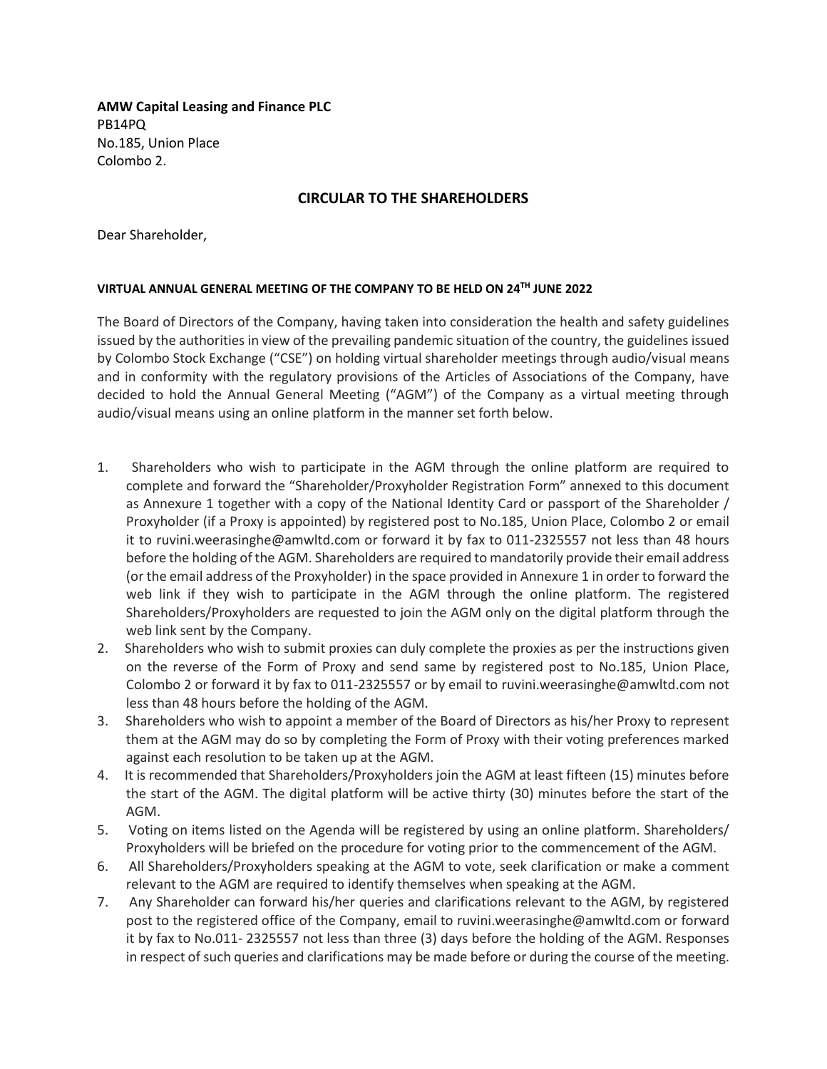**AMW Capital Leasing and Finance PLC**
PB14PQ
No.185, Union Place
Colombo 2.

## CIRCULAR TO THE SHAREHOLDERS

Dear Shareholder,

**VIRTUAL ANNUAL GENERAL MEETING OF THE COMPANY TO BE HELD ON 24TH JUNE 2022**

The Board of Directors of the Company, having taken into consideration the health and safety guidelines issued by the authorities in view of the prevailing pandemic situation of the country, the guidelines issued by Colombo Stock Exchange ("CSE") on holding virtual shareholder meetings through audio/visual means and in conformity with the regulatory provisions of the Articles of Associations of the Company, have decided to hold the Annual General Meeting ("AGM") of the Company as a virtual meeting through audio/visual means using an online platform in the manner set forth below.

1. Shareholders who wish to participate in the AGM through the online platform are required to complete and forward the "Shareholder/Proxyholder Registration Form" annexed to this document as Annexure 1 together with a copy of the National Identity Card or passport of the Shareholder / Proxyholder (if a Proxy is appointed) by registered post to No.185, Union Place, Colombo 2 or email it to ruvini.weerasinghe@amwltd.com or forward it by fax to 011-2325557 not less than 48 hours before the holding of the AGM. Shareholders are required to mandatorily provide their email address (or the email address of the Proxyholder) in the space provided in Annexure 1 in order to forward the web link if they wish to participate in the AGM through the online platform. The registered Shareholders/Proxyholders are requested to join the AGM only on the digital platform through the web link sent by the Company.
2. Shareholders who wish to submit proxies can duly complete the proxies as per the instructions given on the reverse of the Form of Proxy and send same by registered post to No.185, Union Place, Colombo 2 or forward it by fax to 011-2325557 or by email to ruvini.weerasinghe@amwltd.com not less than 48 hours before the holding of the AGM.
3. Shareholders who wish to appoint a member of the Board of Directors as his/her Proxy to represent them at the AGM may do so by completing the Form of Proxy with their voting preferences marked against each resolution to be taken up at the AGM.
4. It is recommended that Shareholders/Proxyholders join the AGM at least fifteen (15) minutes before the start of the AGM. The digital platform will be active thirty (30) minutes before the start of the AGM.
5. Voting on items listed on the Agenda will be registered by using an online platform. Shareholders/ Proxyholders will be briefed on the procedure for voting prior to the commencement of the AGM.
6. All Shareholders/Proxyholders speaking at the AGM to vote, seek clarification or make a comment relevant to the AGM are required to identify themselves when speaking at the AGM.
7. Any Shareholder can forward his/her queries and clarifications relevant to the AGM, by registered post to the registered office of the Company, email to ruvini.weerasinghe@amwltd.com or forward it by fax to No.011- 2325557 not less than three (3) days before the holding of the AGM. Responses in respect of such queries and clarifications may be made before or during the course of the meeting.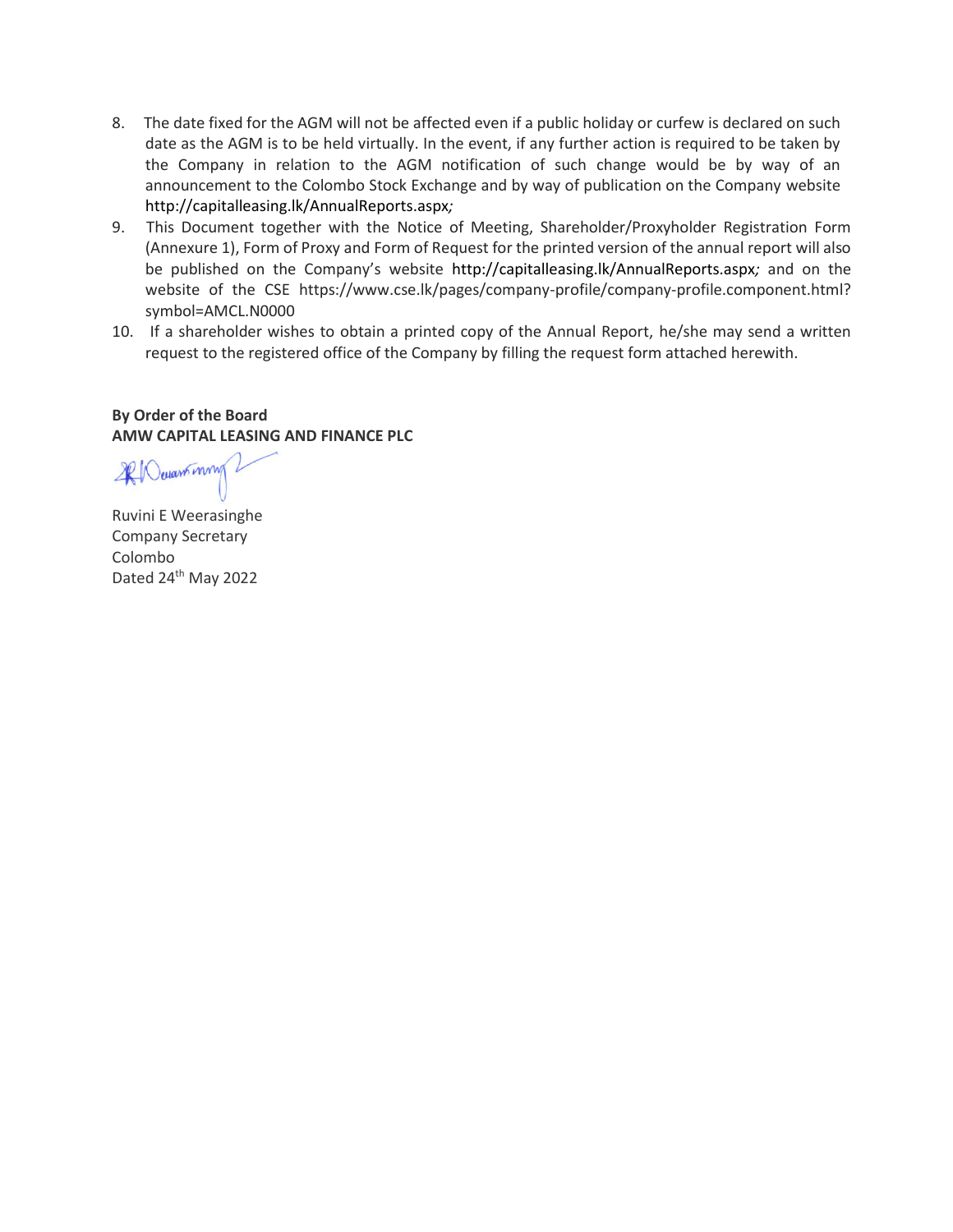8. The date fixed for the AGM will not be affected even if a public holiday or curfew is declared on such date as the AGM is to be held virtually. In the event, if any further action is required to be taken by the Company in relation to the AGM notification of such change would be by way of an announcement to the Colombo Stock Exchange and by way of publication on the Company website http://capitalleasing.lk/AnnualReports.aspx*;*
9. This Document together with the Notice of Meeting, Shareholder/Proxyholder Registration Form (Annexure 1), Form of Proxy and Form of Request for the printed version of the annual report will also be published on the Company's website http://capitalleasing.lk/AnnualReports.aspx*;* and on the website of the CSE https://www.cse.lk/pages/company-profile/company-profile.component.html?symbol=AMCL.N0000
10. If a shareholder wishes to obtain a printed copy of the Annual Report, he/she may send a written request to the registered office of the Company by filling the request form attached herewith.

**By Order of the Board**
**AMW CAPITAL LEASING AND FINANCE PLC**

Ruvini E Weerasinghe
Company Secretary
Colombo
Dated 24th May 2022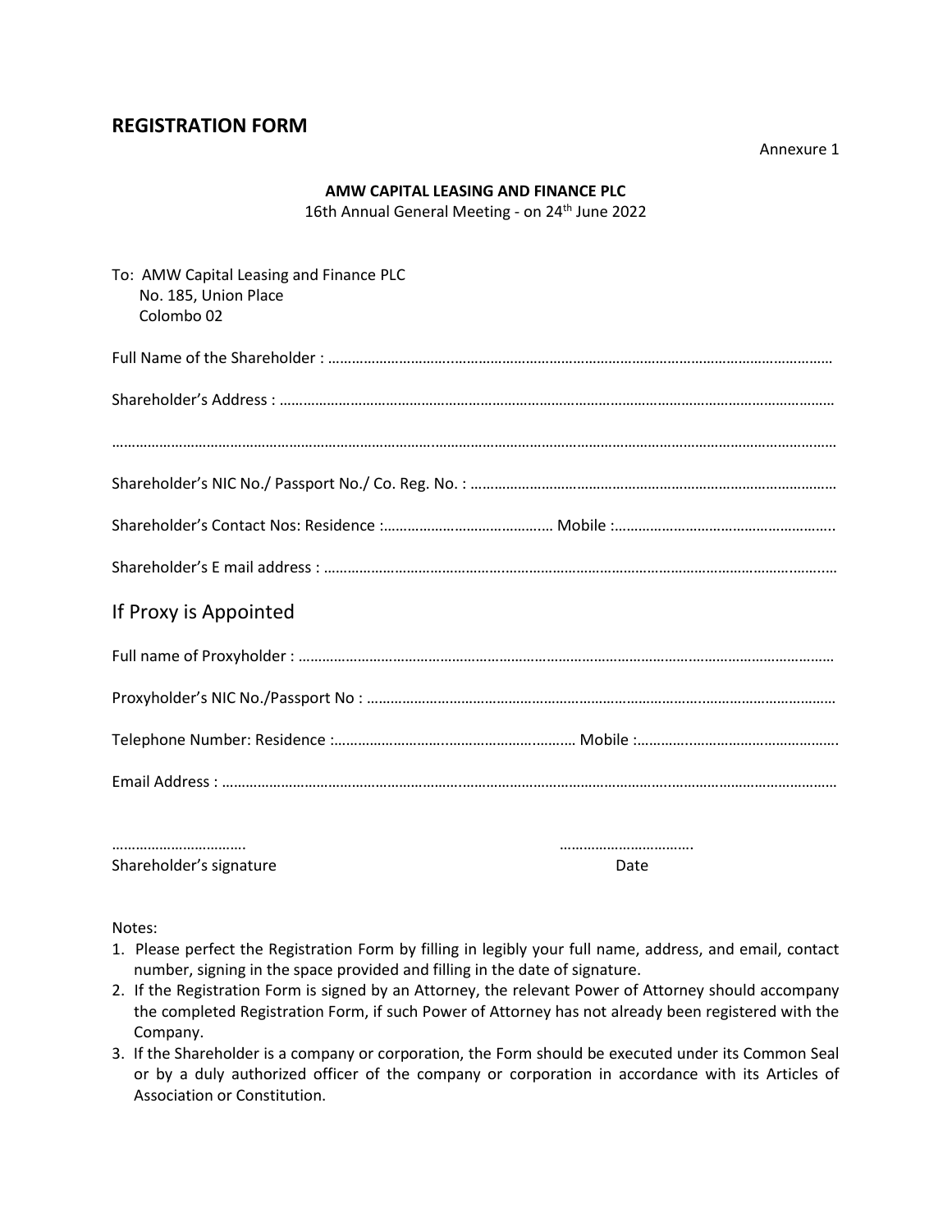## REGISTRATION FORM

Annexure 1

**AMW CAPITAL LEASING AND FINANCE PLC**
16th Annual General Meeting - on 24th June 2022

To: AMW Capital Leasing and Finance PLC
No. 185, Union Place
Colombo 02

Full Name of the Shareholder : ……………………………………………………………………………………………………………

Shareholder's Address : ……………………………………………………………………………………………………………………

…………………………………………………………………………………………………………………………………………………………

Shareholder's NIC No./ Passport No./ Co. Reg. No. : …………………………………………………………………………………

Shareholder's Contact Nos: Residence :…………………………………… Mobile :……………………………………………….

Shareholder's E mail address : ……………………………………………………………………………………………………………

## If Proxy is Appointed

Full name of Proxyholder : ………………………………………………………………………………………………………………

Proxyholder's NIC No./Passport No : …………………………………………………………………………………………………

Telephone Number: Residence :……………………………………………………… Mobile :………………………………………….

Email Address : ……………………………………………………………………………………………………………………………………

……………………………
Shareholder's signature

……………………………
Date

Notes:

1. Please perfect the Registration Form by filling in legibly your full name, address, and email, contact number, signing in the space provided and filling in the date of signature.
2. If the Registration Form is signed by an Attorney, the relevant Power of Attorney should accompany the completed Registration Form, if such Power of Attorney has not already been registered with the Company.
3. If the Shareholder is a company or corporation, the Form should be executed under its Common Seal or by a duly authorized officer of the company or corporation in accordance with its Articles of Association or Constitution.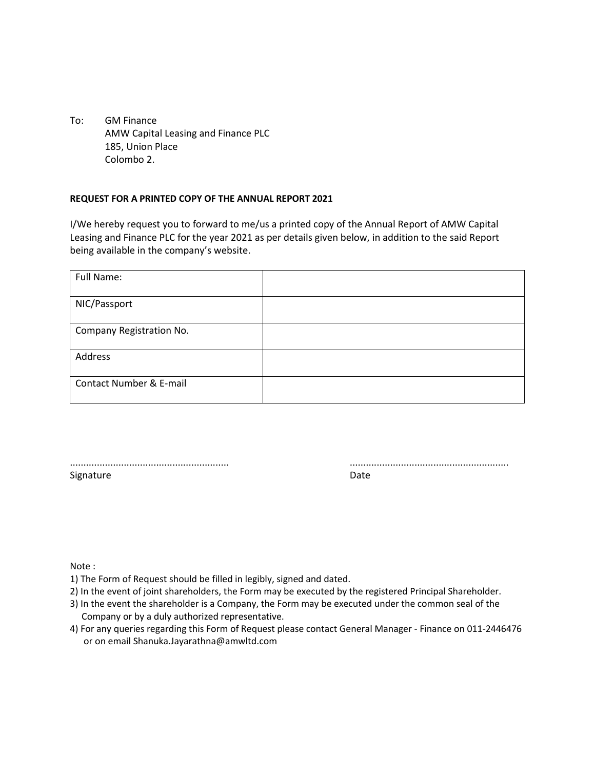To: GM Finance
AMW Capital Leasing and Finance PLC
185, Union Place
Colombo 2.

**REQUEST FOR A PRINTED COPY OF THE ANNUAL REPORT 2021**

I/We hereby request you to forward to me/us a printed copy of the Annual Report of AMW Capital Leasing and Finance PLC for the year 2021 as per details given below, in addition to the said Report being available in the company's website.

| | |
|---|---|
| Full Name: | |
| NIC/Passport | |
| Company Registration No. | |
| Address | |
| Contact Number & E-mail | |

.......................................................... ..........................................................
Signature Date

Note :

1) The Form of Request should be filled in legibly, signed and dated.
2) In the event of joint shareholders, the Form may be executed by the registered Principal Shareholder.
3) In the event the shareholder is a Company, the Form may be executed under the common seal of the Company or by a duly authorized representative.
4) For any queries regarding this Form of Request please contact General Manager - Finance on 011-2446476 or on email Shanuka.Jayarathna@amwltd.com